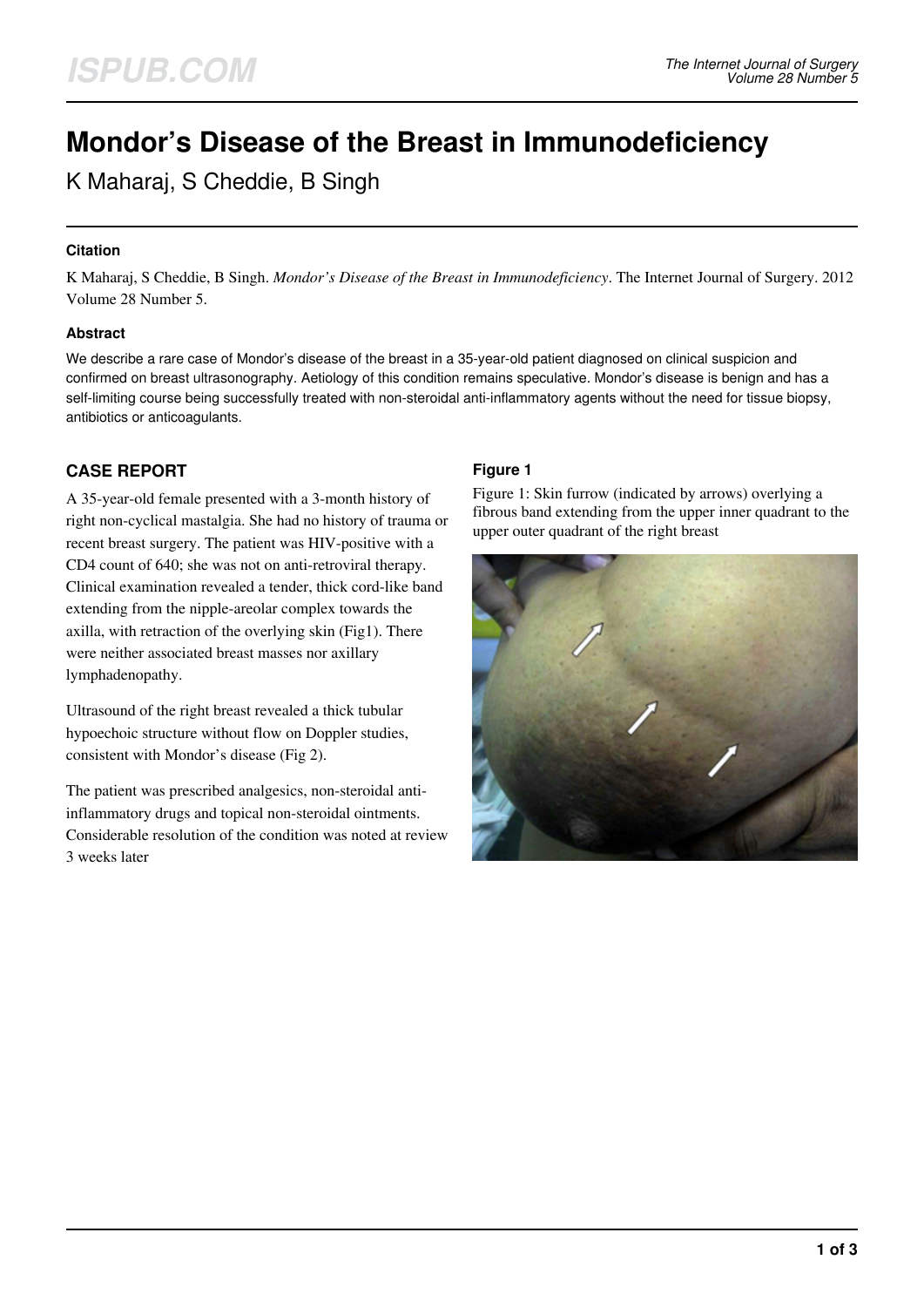# Mondor's Disease of the Breast in Immunodeficiency

K Maharaj, S Cheddie, B Singh

### Citation

K Maharaj, S Cheddie, B Singh. *Mondor's Disease of the Breast in Immunodeficiency*. The Internet Journal of Surgery. 2012 Volume 28 Number 5.

### Abstract

We describe a rare case of Mondor's disease of the breast in a 35-year-old patient diagnosed on clinical suspicion and confirmed on breast ultrasonography. Aetiology of this condition remains speculative. Mondor's disease is benign and has a self-limiting course being successfully treated with non-steroidal anti-inflammatory agents without the need for tissue biopsy, antibiotics or anticoagulants.

## CASE REPORT

A 35-year-old female presented with a 3-month history of right non-cyclical mastalgia. She had no history of trauma or recent breast surgery. The patient was HIV-positive with a CD4 count of 640; she was not on anti-retroviral therapy. Clinical examination revealed a tender, thick cord-like band extending from the nipple-areolar complex towards the axilla, with retraction of the overlying skin (Fig1). There were neither associated breast masses nor axillary lymphadenopathy.

Ultrasound of the right breast revealed a thick tubular hypoechoic structure without flow on Doppler studies, consistent with Mondor's disease (Fig 2).

The patient was prescribed analgesics, non-steroidal anti-inflammatory drugs and topical non-steroidal ointments. Considerable resolution of the condition was noted at review 3 weeks later

### Figure 1

Figure 1: Skin furrow (indicated by arrows) overlying a fibrous band extending from the upper inner quadrant to the upper outer quadrant of the right breast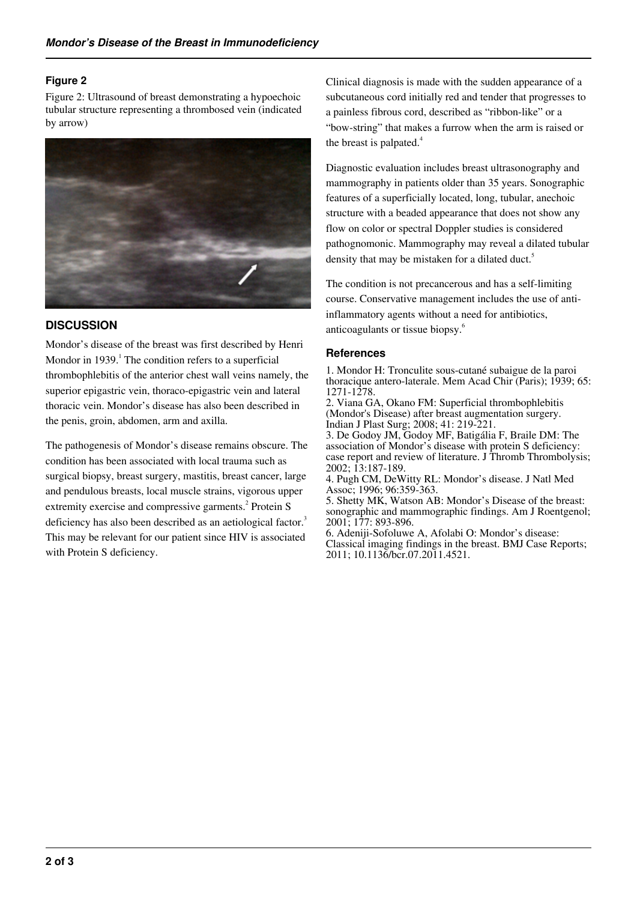### Figure 2

Figure 2: Ultrasound of breast demonstrating a hypoechoic tubular structure representing a thrombosed vein (indicated by arrow)

## DISCUSSION

Mondor's disease of the breast was first described by Henri Mondor in 1939.[1] The condition refers to a superficial thrombophlebitis of the anterior chest wall veins namely, the superior epigastric vein, thoraco-epigastric vein and lateral thoracic vein. Mondor's disease has also been described in the penis, groin, abdomen, arm and axilla.

The pathogenesis of Mondor's disease remains obscure. The condition has been associated with local trauma such as surgical biopsy, breast surgery, mastitis, breast cancer, large and pendulous breasts, local muscle strains, vigorous upper extremity exercise and compressive garments.[2] Protein S deficiency has also been described as an aetiological factor.[3] This may be relevant for our patient since HIV is associated with Protein S deficiency.

Clinical diagnosis is made with the sudden appearance of a subcutaneous cord initially red and tender that progresses to a painless fibrous cord, described as "ribbon-like" or a "bow-string" that makes a furrow when the arm is raised or the breast is palpated.[4]

Diagnostic evaluation includes breast ultrasonography and mammography in patients older than 35 years. Sonographic features of a superficially located, long, tubular, anechoic structure with a beaded appearance that does not show any flow on color or spectral Doppler studies is considered pathognomonic. Mammography may reveal a dilated tubular density that may be mistaken for a dilated duct.[5]

The condition is not precancerous and has a self-limiting course. Conservative management includes the use of anti-inflammatory agents without a need for antibiotics, anticoagulants or tissue biopsy.[6]

### References

1. Mondor H: Tronculite sous-cutané subaigue de la paroi thoracique antero-laterale. Mem Acad Chir (Paris); 1939; 65: 1271-1278.
2. Viana GA, Okano FM: Superficial thrombophlebitis (Mondor's Disease) after breast augmentation surgery. Indian J Plast Surg; 2008; 41: 219-221.
3. De Godoy JM, Godoy MF, Batigália F, Braile DM: The association of Mondor's disease with protein S deficiency: case report and review of literature. J Thromb Thrombolysis; 2002; 13:187-189.
4. Pugh CM, DeWitty RL: Mondor's disease. J Natl Med Assoc; 1996; 96:359-363.
5. Shetty MK, Watson AB: Mondor's Disease of the breast: sonographic and mammographic findings. Am J Roentgenol; 2001; 177: 893-896.
6. Adeniji-Sofoluwe A, Afolabi O: Mondor's disease: Classical imaging findings in the breast. BMJ Case Reports; 2011; 10.1136/bcr.07.2011.4521.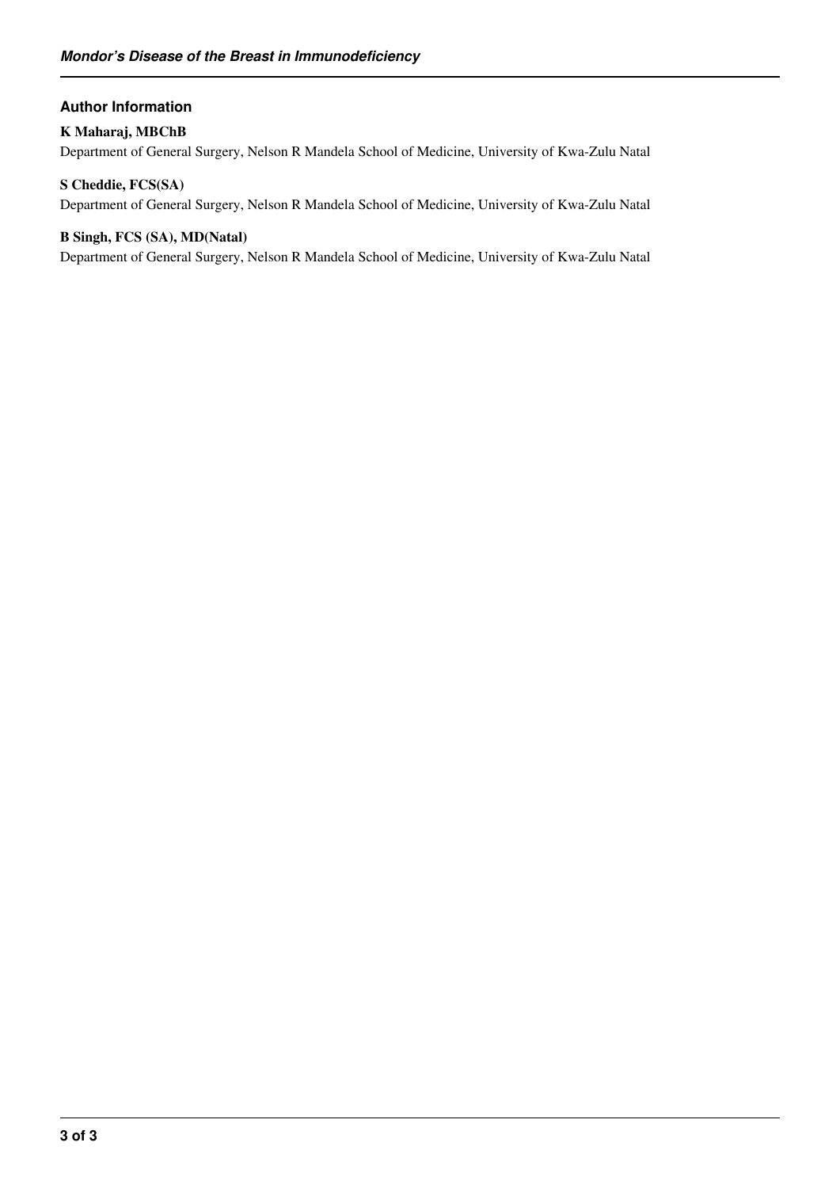#### Author Information

**K Maharaj, MBChB**
Department of General Surgery, Nelson R Mandela School of Medicine, University of Kwa-Zulu Natal

**S Cheddie, FCS(SA)**
Department of General Surgery, Nelson R Mandela School of Medicine, University of Kwa-Zulu Natal

**B Singh, FCS (SA), MD(Natal)**
Department of General Surgery, Nelson R Mandela School of Medicine, University of Kwa-Zulu Natal